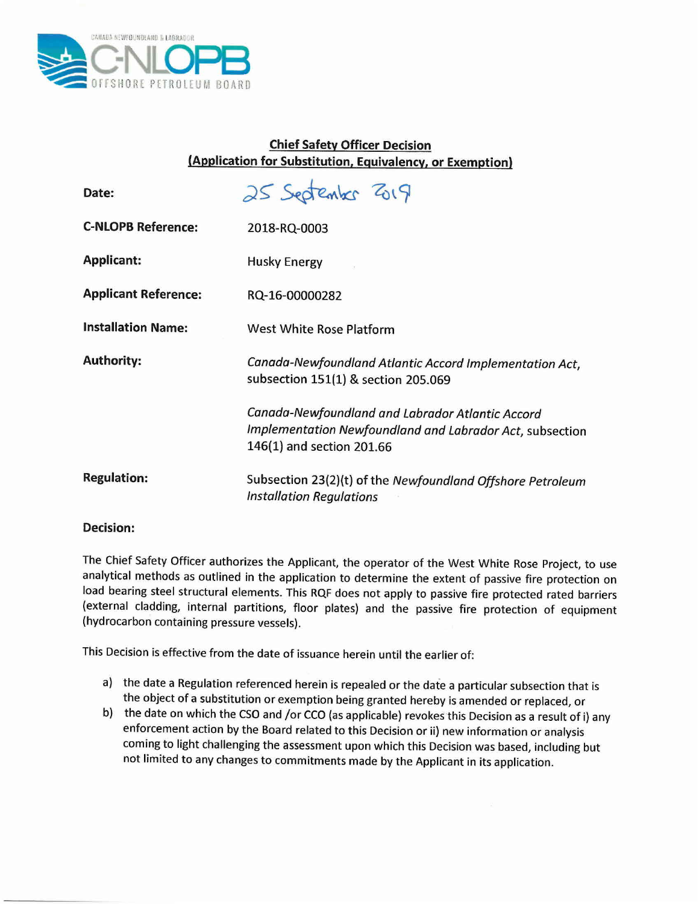## Chief Safety Officer Decision
## (Application for Substitution, Equivalency, or Exemption)

**Date:** 25 September 2019

**C-NLOPB Reference:** 2018-RQ-0003

**Applicant:** Husky Energy

**Applicant Reference:** RQ-16-00000282

**Installation Name:** West White Rose Platform

**Authority:** *Canada-Newfoundland Atlantic Accord Implementation Act*, subsection 151(1) & section 205.069

*Canada-Newfoundland and Labrador Atlantic Accord Implementation Newfoundland and Labrador Act*, subsection 146(1) and section 201.66

**Regulation:** Subsection 23(2)(t) of the *Newfoundland Offshore Petroleum Installation Regulations*

**Decision:**

The Chief Safety Officer authorizes the Applicant, the operator of the West White Rose Project, to use analytical methods as outlined in the application to determine the extent of passive fire protection on load bearing steel structural elements. This RQF does not apply to passive fire protected rated barriers (external cladding, internal partitions, floor plates) and the passive fire protection of equipment (hydrocarbon containing pressure vessels).

This Decision is effective from the date of issuance herein until the earlier of:

a) the date a Regulation referenced herein is repealed or the date a particular subsection that is the object of a substitution or exemption being granted hereby is amended or replaced, or
b) the date on which the CSO and /or CCO (as applicable) revokes this Decision as a result of i) any enforcement action by the Board related to this Decision or ii) new information or analysis coming to light challenging the assessment upon which this Decision was based, including but not limited to any changes to commitments made by the Applicant in its application.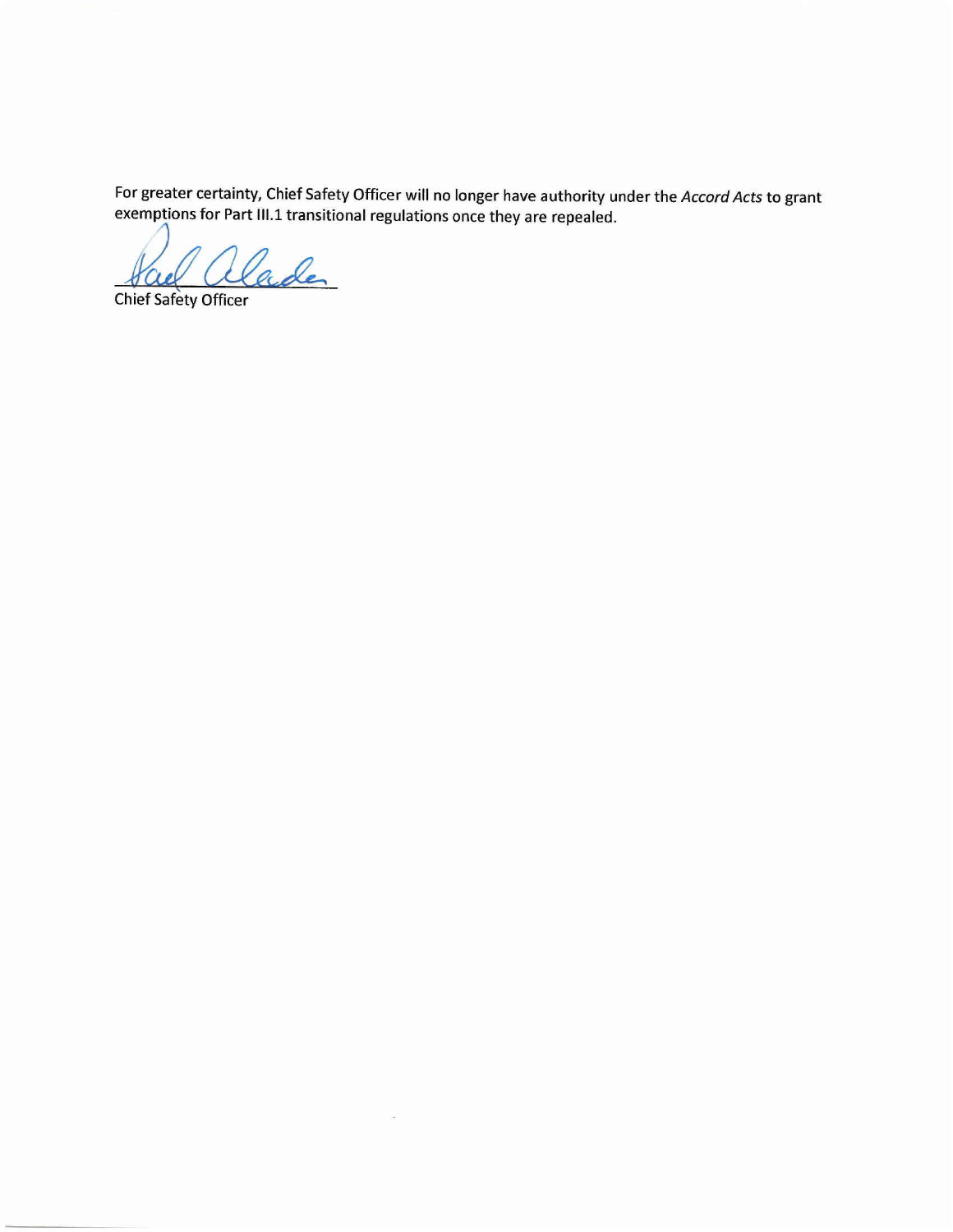For greater certainty, Chief Safety Officer will no longer have authority under the *Accord Acts* to grant exemptions for Part III.1 transitional regulations once they are repealed.

Chief Safety Officer